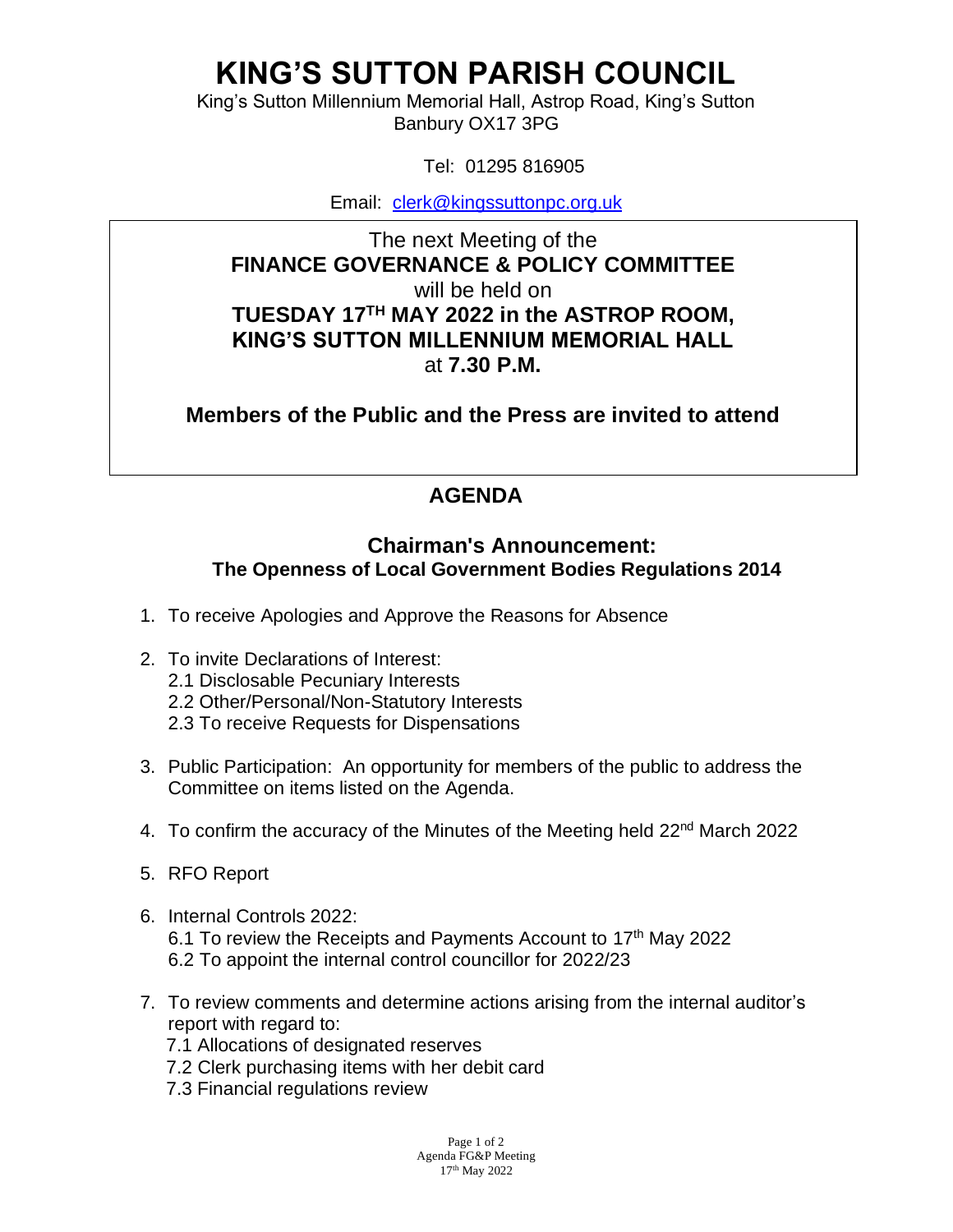# KING'S SUTTON PARISH COUNCIL

King's Sutton Millennium Memorial Hall, Astrop Road, King's Sutton
Banbury OX17 3PG

Tel: 01295 816905

Email: clerk@kingssuttonpc.org.uk

The next Meeting of the
**FINANCE GOVERNANCE & POLICY COMMITTEE**
will be held on
**TUESDAY 17TH MAY 2022 in the ASTROP ROOM, KING'S SUTTON MILLENNIUM MEMORIAL HALL**
at **7.30 P.M.**

**Members of the Public and the Press are invited to attend**

## AGENDA

### Chairman's Announcement:
**The Openness of Local Government Bodies Regulations 2014**

1. To receive Apologies and Approve the Reasons for Absence

2. To invite Declarations of Interest:
   2.1 Disclosable Pecuniary Interests
   2.2 Other/Personal/Non-Statutory Interests
   2.3 To receive Requests for Dispensations

3. Public Participation: An opportunity for members of the public to address the Committee on items listed on the Agenda.

4. To confirm the accuracy of the Minutes of the Meeting held 22nd March 2022

5. RFO Report

6. Internal Controls 2022:
   6.1 To review the Receipts and Payments Account to 17th May 2022
   6.2 To appoint the internal control councillor for 2022/23

7. To review comments and determine actions arising from the internal auditor's report with regard to:
   7.1 Allocations of designated reserves
   7.2 Clerk purchasing items with her debit card
   7.3 Financial regulations review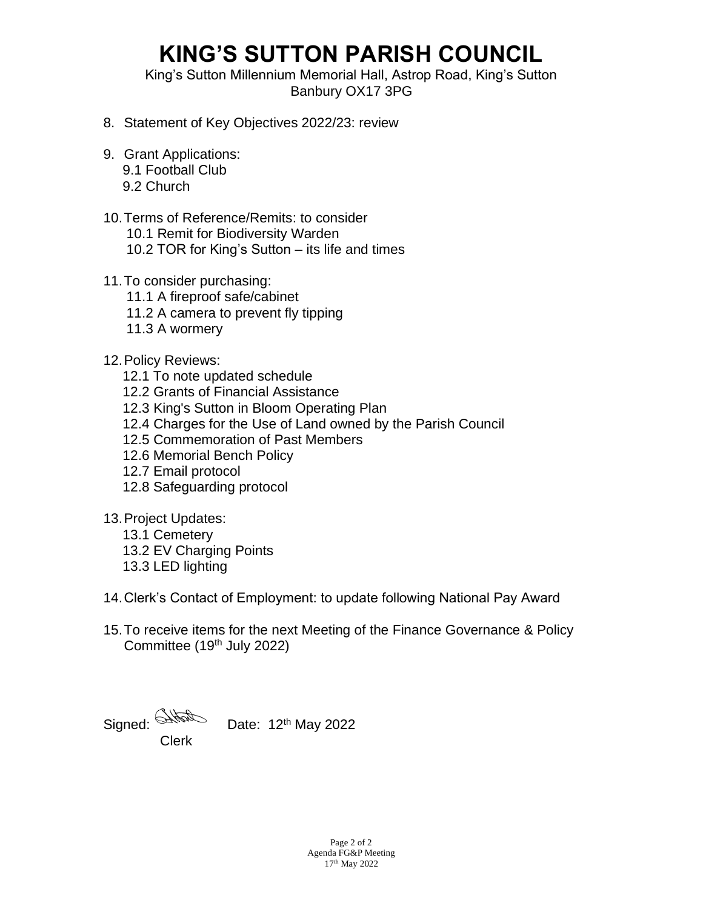# KING'S SUTTON PARISH COUNCIL

King's Sutton Millennium Memorial Hall, Astrop Road, King's Sutton
Banbury OX17 3PG

8. Statement of Key Objectives 2022/23: review

9. Grant Applications:
   9.1 Football Club
   9.2 Church

10. Terms of Reference/Remits: to consider
    10.1 Remit for Biodiversity Warden
    10.2 TOR for King's Sutton – its life and times

11. To consider purchasing:
    11.1 A fireproof safe/cabinet
    11.2 A camera to prevent fly tipping
    11.3 A wormery

12. Policy Reviews:
    12.1 To note updated schedule
    12.2 Grants of Financial Assistance
    12.3 King's Sutton in Bloom Operating Plan
    12.4 Charges for the Use of Land owned by the Parish Council
    12.5 Commemoration of Past Members
    12.6 Memorial Bench Policy
    12.7 Email protocol
    12.8 Safeguarding protocol

13. Project Updates:
    13.1 Cemetery
    13.2 EV Charging Points
    13.3 LED lighting

14. Clerk's Contact of Employment: to update following National Pay Award

15. To receive items for the next Meeting of the Finance Governance & Policy Committee (19th July 2022)

Signed: [signature] Date: 12th May 2022
Clerk